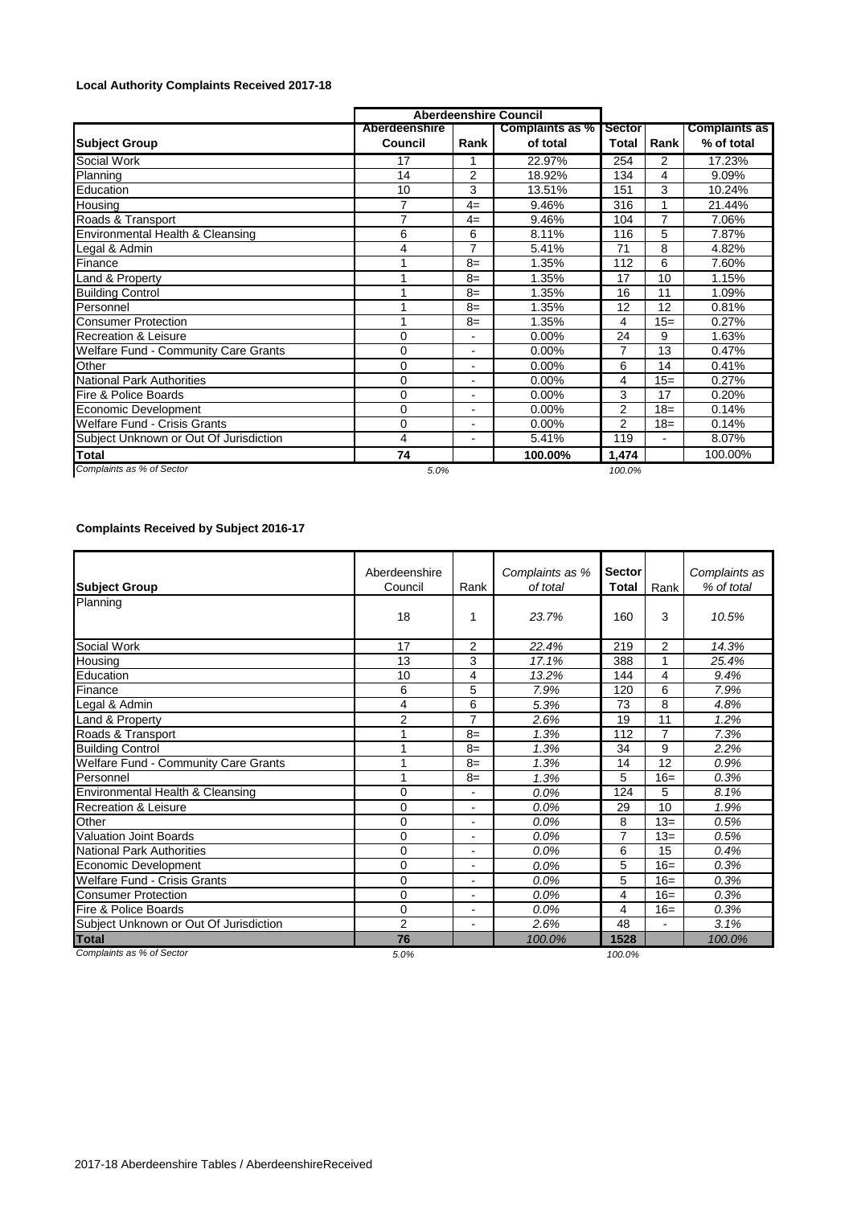**Local Authority Complaints Received 2017-18**

| Subject Group | Aberdeenshire Council | | | Sector Total | Rank | Complaints as % of total |
|---|---|---|---|---|---|---|
| | Aberdeenshire Council | Rank | Complaints as % of total | | | |
| Social Work | 17 | 1 | 22.97% | 254 | 2 | 17.23% |
| Planning | 14 | 2 | 18.92% | 134 | 4 | 9.09% |
| Education | 10 | 3 | 13.51% | 151 | 3 | 10.24% |
| Housing | 7 | 4= | 9.46% | 316 | 1 | 21.44% |
| Roads & Transport | 7 | 4= | 9.46% | 104 | 7 | 7.06% |
| Environmental Health & Cleansing | 6 | 6 | 8.11% | 116 | 5 | 7.87% |
| Legal & Admin | 4 | 7 | 5.41% | 71 | 8 | 4.82% |
| Finance | 1 | 8= | 1.35% | 112 | 6 | 7.60% |
| Land & Property | 1 | 8= | 1.35% | 17 | 10 | 1.15% |
| Building Control | 1 | 8= | 1.35% | 16 | 11 | 1.09% |
| Personnel | 1 | 8= | 1.35% | 12 | 12 | 0.81% |
| Consumer Protection | 1 | 8= | 1.35% | 4 | 15= | 0.27% |
| Recreation & Leisure | 0 | - | 0.00% | 24 | 9 | 1.63% |
| Welfare Fund - Community Care Grants | 0 | - | 0.00% | 7 | 13 | 0.47% |
| Other | 0 | - | 0.00% | 6 | 14 | 0.41% |
| National Park Authorities | 0 | - | 0.00% | 4 | 15= | 0.27% |
| Fire & Police Boards | 0 | - | 0.00% | 3 | 17 | 0.20% |
| Economic Development | 0 | - | 0.00% | 2 | 18= | 0.14% |
| Welfare Fund - Crisis Grants | 0 | - | 0.00% | 2 | 18= | 0.14% |
| Subject Unknown or Out Of Jurisdiction | 4 | - | 5.41% | 119 | - | 8.07% |
| **Total** | **74** | | **100.00%** | **1,474** | | 100.00% |
| *Complaints as % of Sector* | *5.0%* | | | *100.0%* | | |

**Complaints Received by Subject 2016-17**

| Subject Group | Aberdeenshire Council | Rank | *Complaints as % of total* | Sector Total | Rank | *Complaints as % of total* |
|---|---|---|---|---|---|---|
| Planning | 18 | 1 | *23.7%* | 160 | 3 | *10.5%* |
| Social Work | 17 | 2 | *22.4%* | 219 | 2 | *14.3%* |
| Housing | 13 | 3 | *17.1%* | 388 | 1 | *25.4%* |
| Education | 10 | 4 | *13.2%* | 144 | 4 | *9.4%* |
| Finance | 6 | 5 | *7.9%* | 120 | 6 | *7.9%* |
| Legal & Admin | 4 | 6 | *5.3%* | 73 | 8 | *4.8%* |
| Land & Property | 2 | 7 | *2.6%* | 19 | 11 | *1.2%* |
| Roads & Transport | 1 | 8= | *1.3%* | 112 | 7 | *7.3%* |
| Building Control | 1 | 8= | *1.3%* | 34 | 9 | *2.2%* |
| Welfare Fund - Community Care Grants | 1 | 8= | *1.3%* | 14 | 12 | *0.9%* |
| Personnel | 1 | 8= | *1.3%* | 5 | 16= | *0.3%* |
| Environmental Health & Cleansing | 0 | - | *0.0%* | 124 | 5 | *8.1%* |
| Recreation & Leisure | 0 | - | *0.0%* | 29 | 10 | *1.9%* |
| Other | 0 | - | *0.0%* | 8 | 13= | *0.5%* |
| Valuation Joint Boards | 0 | - | *0.0%* | 7 | 13= | *0.5%* |
| National Park Authorities | 0 | - | *0.0%* | 6 | 15 | *0.4%* |
| Economic Development | 0 | - | *0.0%* | 5 | 16= | *0.3%* |
| Welfare Fund - Crisis Grants | 0 | - | *0.0%* | 5 | 16= | *0.3%* |
| Consumer Protection | 0 | - | *0.0%* | 4 | 16= | *0.3%* |
| Fire & Police Boards | 0 | - | *0.0%* | 4 | 16= | *0.3%* |
| Subject Unknown or Out Of Jurisdiction | 2 | - | *2.6%* | 48 | - | *3.1%* |
| **Total** | **76** | | *100.0%* | **1528** | | *100.0%* |
| *Complaints as % of Sector* | *5.0%* | | | *100.0%* | | |

2017-18 Aberdeenshire Tables / AberdeenshireReceived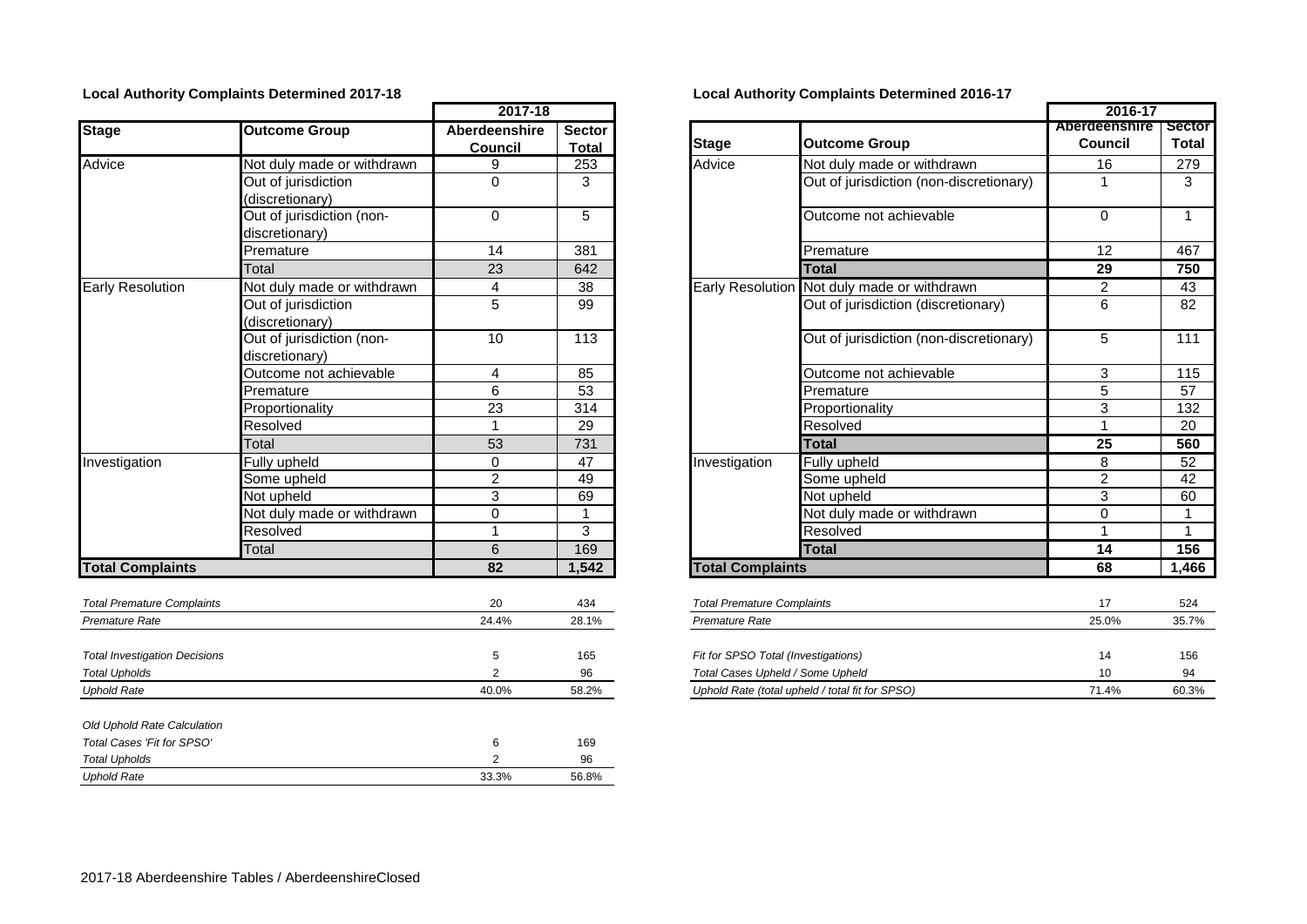**Local Authority Complaints Determined 2017-18**

| Stage | Outcome Group | 2017-18 Aberdeenshire Council | Sector Total |
|---|---|---|---|
| Advice | Not duly made or withdrawn | 9 | 253 |
| | Out of jurisdiction (discretionary) | 0 | 3 |
| | Out of jurisdiction (non-discretionary) | 0 | 5 |
| | Premature | 14 | 381 |
| | Total | 23 | 642 |
| Early Resolution | Not duly made or withdrawn | 4 | 38 |
| | Out of jurisdiction (discretionary) | 5 | 99 |
| | Out of jurisdiction (non-discretionary) | 10 | 113 |
| | Outcome not achievable | 4 | 85 |
| | Premature | 6 | 53 |
| | Proportionality | 23 | 314 |
| | Resolved | 1 | 29 |
| | Total | 53 | 731 |
| Investigation | Fully upheld | 0 | 47 |
| | Some upheld | 2 | 49 |
| | Not upheld | 3 | 69 |
| | Not duly made or withdrawn | 0 | 1 |
| | Resolved | 1 | 3 |
| | Total | 6 | 169 |
| **Total Complaints** | | **82** | **1,542** |

| | Aberdeenshire Council | Sector Total |
|---|---|---|
| *Total Premature Complaints* | 20 | 434 |
| *Premature Rate* | 24.4% | 28.1% |
| *Total Investigation Decisions* | 5 | 165 |
| *Total Upholds* | 2 | 96 |
| *Uphold Rate* | 40.0% | 58.2% |
| *Old Uphold Rate Calculation* | | |
| *Total Cases 'Fit for SPSO'* | 6 | 169 |
| *Total Upholds* | 2 | 96 |
| *Uphold Rate* | 33.3% | 56.8% |

**Local Authority Complaints Determined 2016-17**

| Stage | Outcome Group | 2016-17 Aberdeenshire Council | Sector Total |
|---|---|---|---|
| Advice | Not duly made or withdrawn | 16 | 279 |
| | Out of jurisdiction (non-discretionary) | 1 | 3 |
| | Outcome not achievable | 0 | 1 |
| | Premature | 12 | 467 |
| | **Total** | **29** | **750** |
| Early Resolution | Not duly made or withdrawn | 2 | 43 |
| | Out of jurisdiction (discretionary) | 6 | 82 |
| | Out of jurisdiction (non-discretionary) | 5 | 111 |
| | Outcome not achievable | 3 | 115 |
| | Premature | 5 | 57 |
| | Proportionality | 3 | 132 |
| | Resolved | 1 | 20 |
| | **Total** | **25** | **560** |
| Investigation | Fully upheld | 8 | 52 |
| | Some upheld | 2 | 42 |
| | Not upheld | 3 | 60 |
| | Not duly made or withdrawn | 0 | 1 |
| | Resolved | 1 | 1 |
| | **Total** | **14** | **156** |
| **Total Complaints** | | **68** | **1,466** |

| | Aberdeenshire Council | Sector Total |
|---|---|---|
| *Total Premature Complaints* | 17 | 524 |
| *Premature Rate* | 25.0% | 35.7% |
| *Fit for SPSO Total (Investigations)* | 14 | 156 |
| *Total Cases Upheld / Some Upheld* | 10 | 94 |
| *Uphold Rate (total upheld / total fit for SPSO)* | 71.4% | 60.3% |

2017-18 Aberdeenshire Tables / AberdeenshireClosed